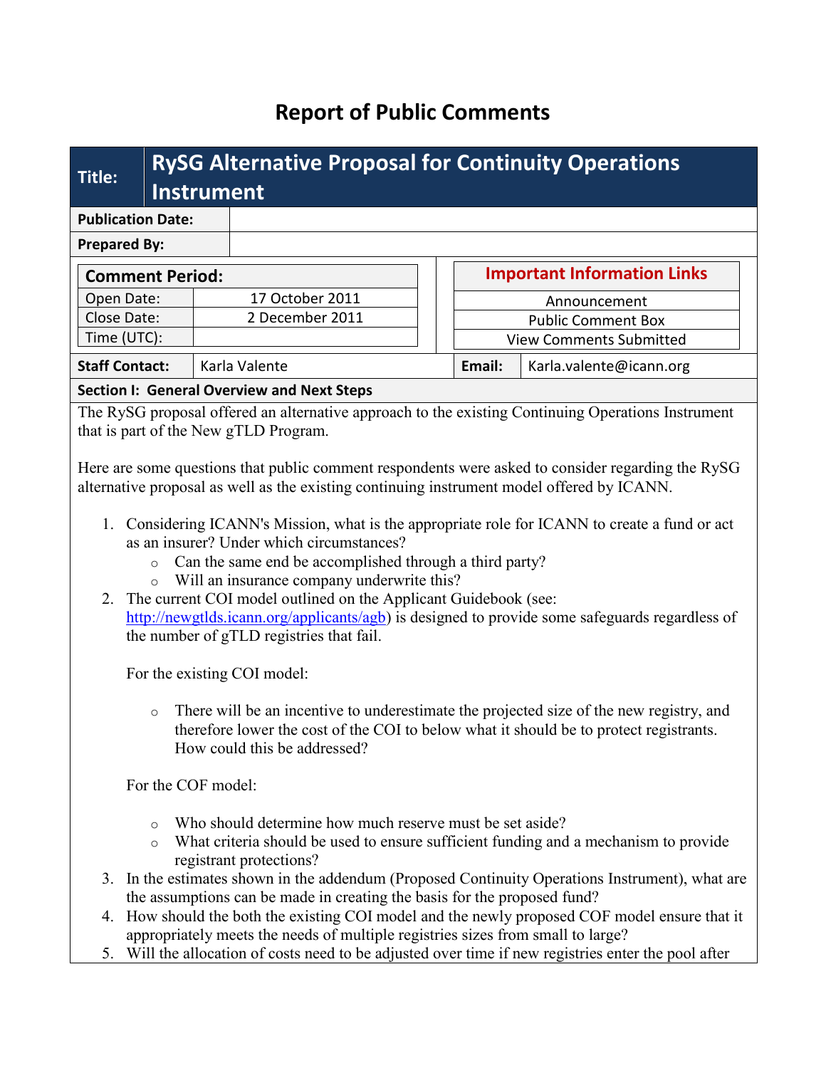# Report of Public Comments

| Title: | RySG Alternative Proposal for Continuity Operations Instrument |
|---|---|
| Publication Date: | |
| Prepared By: | |

| Comment Period: | |
|---|---|
| Open Date: | 17 October 2011 |
| Close Date: | 2 December 2011 |
| Time (UTC): | |

| Important Information Links |
|---|
| Announcement |
| Public Comment Box |
| View Comments Submitted |

| Staff Contact: | Karla Valente | Email: | Karla.valente@icann.org |
|---|---|---|---|

**Section I: General Overview and Next Steps**

The RySG proposal offered an alternative approach to the existing Continuing Operations Instrument that is part of the New gTLD Program.

Here are some questions that public comment respondents were asked to consider regarding the RySG alternative proposal as well as the existing continuing instrument model offered by ICANN.

1. Considering ICANN's Mission, what is the appropriate role for ICANN to create a fund or act as an insurer? Under which circumstances?
   - Can the same end be accomplished through a third party?
   - Will an insurance company underwrite this?
2. The current COI model outlined on the Applicant Guidebook (see: http://newgtlds.icann.org/applicants/agb) is designed to provide some safeguards regardless of the number of gTLD registries that fail.

   For the existing COI model:

   - There will be an incentive to underestimate the projected size of the new registry, and therefore lower the cost of the COI to below what it should be to protect registrants. How could this be addressed?

   For the COF model:

   - Who should determine how much reserve must be set aside?
   - What criteria should be used to ensure sufficient funding and a mechanism to provide registrant protections?
3. In the estimates shown in the addendum (Proposed Continuity Operations Instrument), what are the assumptions can be made in creating the basis for the proposed fund?
4. How should the both the existing COI model and the newly proposed COF model ensure that it appropriately meets the needs of multiple registries sizes from small to large?
5. Will the allocation of costs need to be adjusted over time if new registries enter the pool after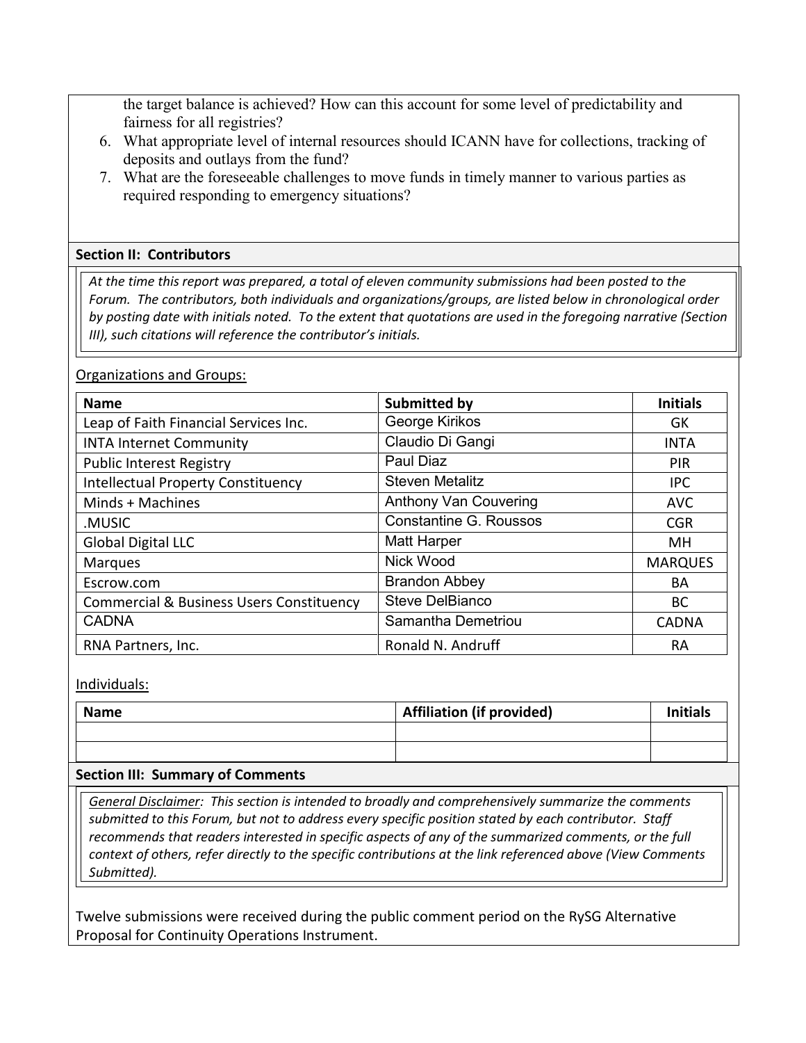the target balance is achieved? How can this account for some level of predictability and fairness for all registries?

6. What appropriate level of internal resources should ICANN have for collections, tracking of deposits and outlays from the fund?
7. What are the foreseeable challenges to move funds in timely manner to various parties as required responding to emergency situations?

## Section II: Contributors

*At the time this report was prepared, a total of eleven community submissions had been posted to the Forum. The contributors, both individuals and organizations/groups, are listed below in chronological order by posting date with initials noted. To the extent that quotations are used in the foregoing narrative (Section III), such citations will reference the contributor's initials.*

Organizations and Groups:

| Name | Submitted by | Initials |
|---|---|---|
| Leap of Faith Financial Services Inc. | George Kirikos | GK |
| INTA Internet Community | Claudio Di Gangi | INTA |
| Public Interest Registry | Paul Diaz | PIR |
| Intellectual Property Constituency | Steven Metalitz | IPC |
| Minds + Machines | Anthony Van Couvering | AVC |
| .MUSIC | Constantine G. Roussos | CGR |
| Global Digital LLC | Matt Harper | MH |
| Marques | Nick Wood | MARQUES |
| Escrow.com | Brandon Abbey | BA |
| Commercial & Business Users Constituency | Steve DelBianco | BC |
| CADNA | Samantha Demetriou | CADNA |
| RNA Partners, Inc. | Ronald N. Andruff | RA |

Individuals:

| Name | Affiliation (if provided) | Initials |
|---|---|---|
| | | |
| | | |

## Section III: Summary of Comments

*General Disclaimer: This section is intended to broadly and comprehensively summarize the comments submitted to this Forum, but not to address every specific position stated by each contributor. Staff recommends that readers interested in specific aspects of any of the summarized comments, or the full context of others, refer directly to the specific contributions at the link referenced above (View Comments Submitted).*

Twelve submissions were received during the public comment period on the RySG Alternative Proposal for Continuity Operations Instrument.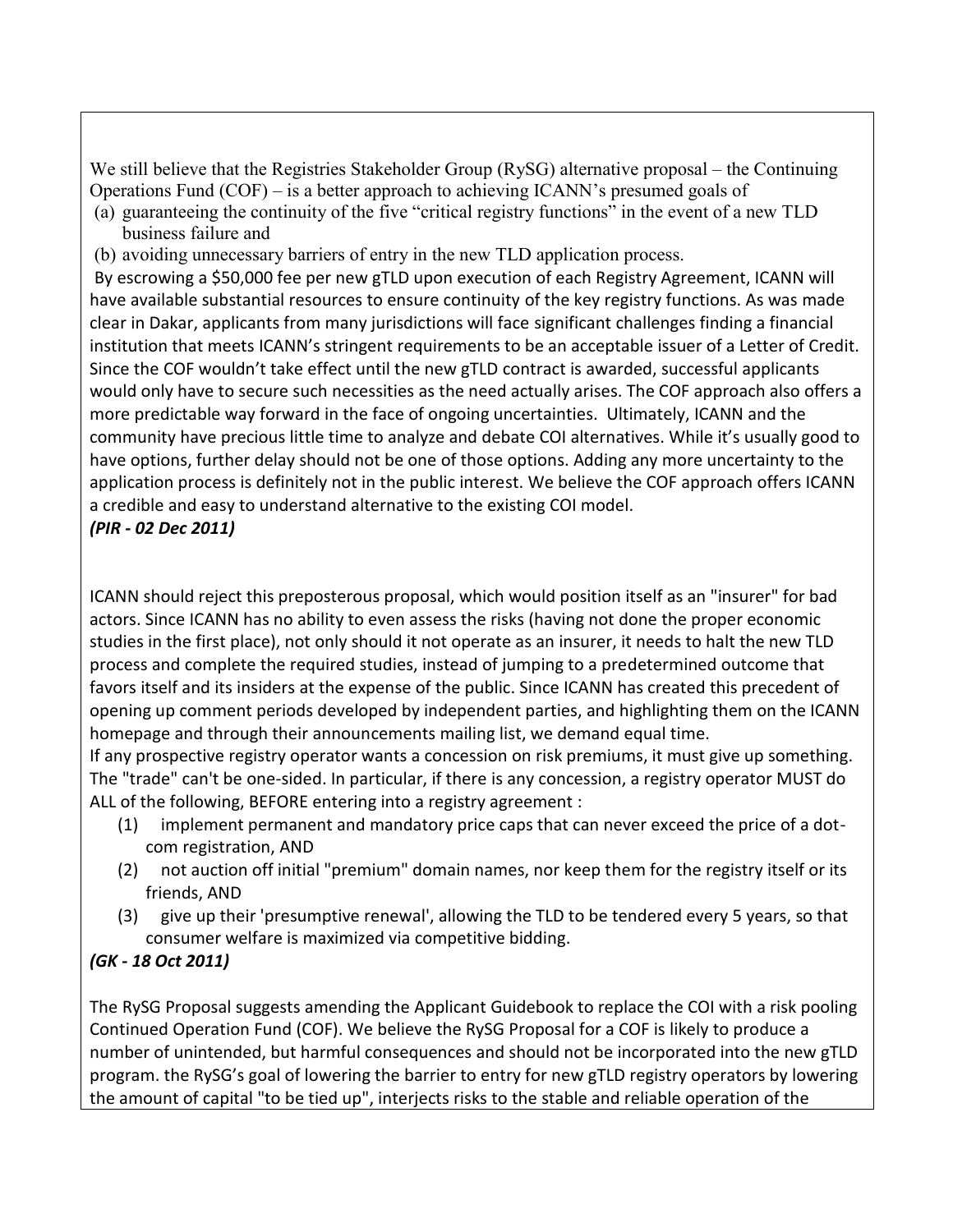We still believe that the Registries Stakeholder Group (RySG) alternative proposal – the Continuing Operations Fund (COF) – is a better approach to achieving ICANN's presumed goals of

(a) guaranteeing the continuity of the five "critical registry functions" in the event of a new TLD business failure and

(b) avoiding unnecessary barriers of entry in the new TLD application process.

By escrowing a $50,000 fee per new gTLD upon execution of each Registry Agreement, ICANN will have available substantial resources to ensure continuity of the key registry functions. As was made clear in Dakar, applicants from many jurisdictions will face significant challenges finding a financial institution that meets ICANN's stringent requirements to be an acceptable issuer of a Letter of Credit. Since the COF wouldn't take effect until the new gTLD contract is awarded, successful applicants would only have to secure such necessities as the need actually arises. The COF approach also offers a more predictable way forward in the face of ongoing uncertainties. Ultimately, ICANN and the community have precious little time to analyze and debate COI alternatives. While it's usually good to have options, further delay should not be one of those options. Adding any more uncertainty to the application process is definitely not in the public interest. We believe the COF approach offers ICANN a credible and easy to understand alternative to the existing COI model.

***(PIR - 02 Dec 2011)***

ICANN should reject this preposterous proposal, which would position itself as an "insurer" for bad actors. Since ICANN has no ability to even assess the risks (having not done the proper economic studies in the first place), not only should it not operate as an insurer, it needs to halt the new TLD process and complete the required studies, instead of jumping to a predetermined outcome that favors itself and its insiders at the expense of the public. Since ICANN has created this precedent of opening up comment periods developed by independent parties, and highlighting them on the ICANN homepage and through their announcements mailing list, we demand equal time.

If any prospective registry operator wants a concession on risk premiums, it must give up something. The "trade" can't be one-sided. In particular, if there is any concession, a registry operator MUST do ALL of the following, BEFORE entering into a registry agreement :

(1) implement permanent and mandatory price caps that can never exceed the price of a dot-com registration, AND

(2) not auction off initial "premium" domain names, nor keep them for the registry itself or its friends, AND

(3) give up their 'presumptive renewal', allowing the TLD to be tendered every 5 years, so that consumer welfare is maximized via competitive bidding.

***(GK - 18 Oct 2011)***

The RySG Proposal suggests amending the Applicant Guidebook to replace the COI with a risk pooling Continued Operation Fund (COF). We believe the RySG Proposal for a COF is likely to produce a number of unintended, but harmful consequences and should not be incorporated into the new gTLD program. the RySG's goal of lowering the barrier to entry for new gTLD registry operators by lowering the amount of capital "to be tied up", interjects risks to the stable and reliable operation of the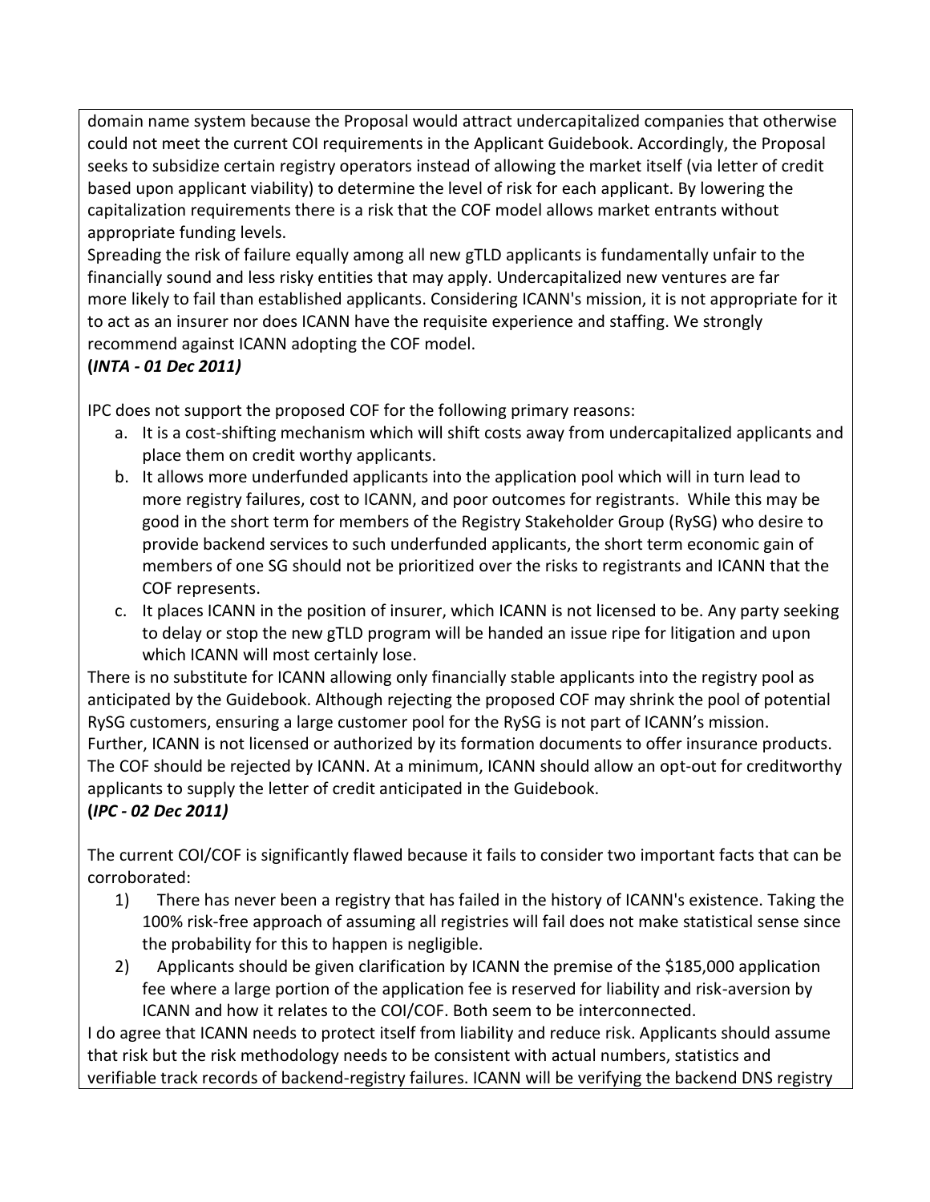domain name system because the Proposal would attract undercapitalized companies that otherwise could not meet the current COI requirements in the Applicant Guidebook. Accordingly, the Proposal seeks to subsidize certain registry operators instead of allowing the market itself (via letter of credit based upon applicant viability) to determine the level of risk for each applicant. By lowering the capitalization requirements there is a risk that the COF model allows market entrants without appropriate funding levels.

Spreading the risk of failure equally among all new gTLD applicants is fundamentally unfair to the financially sound and less risky entities that may apply. Undercapitalized new ventures are far more likely to fail than established applicants. Considering ICANN's mission, it is not appropriate for it to act as an insurer nor does ICANN have the requisite experience and staffing. We strongly recommend against ICANN adopting the COF model.

**(*INTA - 01 Dec 2011)***

IPC does not support the proposed COF for the following primary reasons:

a. It is a cost-shifting mechanism which will shift costs away from undercapitalized applicants and place them on credit worthy applicants.
b. It allows more underfunded applicants into the application pool which will in turn lead to more registry failures, cost to ICANN, and poor outcomes for registrants. While this may be good in the short term for members of the Registry Stakeholder Group (RySG) who desire to provide backend services to such underfunded applicants, the short term economic gain of members of one SG should not be prioritized over the risks to registrants and ICANN that the COF represents.
c. It places ICANN in the position of insurer, which ICANN is not licensed to be. Any party seeking to delay or stop the new gTLD program will be handed an issue ripe for litigation and upon which ICANN will most certainly lose.

There is no substitute for ICANN allowing only financially stable applicants into the registry pool as anticipated by the Guidebook. Although rejecting the proposed COF may shrink the pool of potential RySG customers, ensuring a large customer pool for the RySG is not part of ICANN's mission. Further, ICANN is not licensed or authorized by its formation documents to offer insurance products. The COF should be rejected by ICANN. At a minimum, ICANN should allow an opt-out for creditworthy applicants to supply the letter of credit anticipated in the Guidebook.

**(*IPC - 02 Dec 2011)***

The current COI/COF is significantly flawed because it fails to consider two important facts that can be corroborated:

1) There has never been a registry that has failed in the history of ICANN's existence. Taking the 100% risk-free approach of assuming all registries will fail does not make statistical sense since the probability for this to happen is negligible.
2) Applicants should be given clarification by ICANN the premise of the $185,000 application fee where a large portion of the application fee is reserved for liability and risk-aversion by ICANN and how it relates to the COI/COF. Both seem to be interconnected.

I do agree that ICANN needs to protect itself from liability and reduce risk. Applicants should assume that risk but the risk methodology needs to be consistent with actual numbers, statistics and verifiable track records of backend-registry failures. ICANN will be verifying the backend DNS registry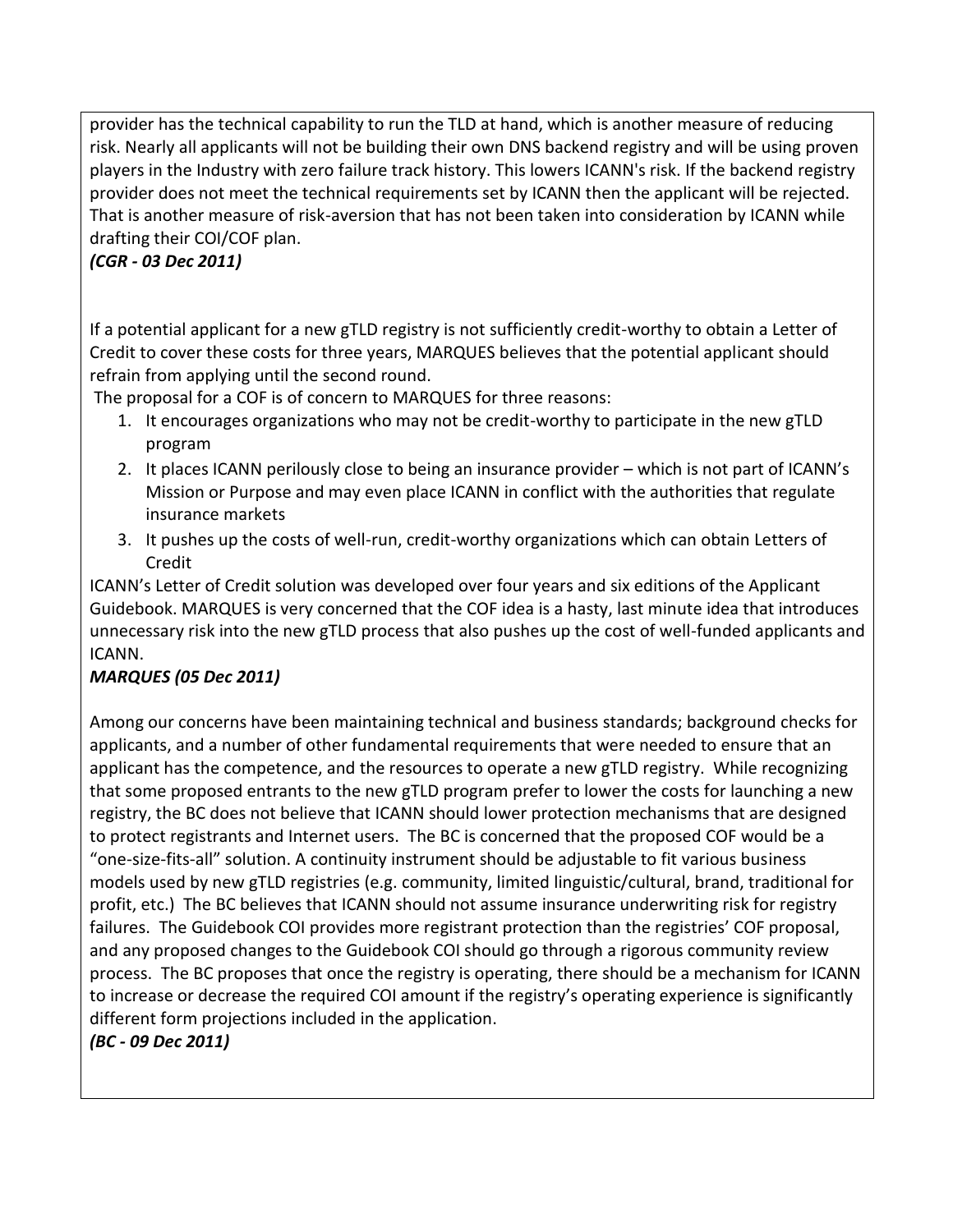provider has the technical capability to run the TLD at hand, which is another measure of reducing risk. Nearly all applicants will not be building their own DNS backend registry and will be using proven players in the Industry with zero failure track history. This lowers ICANN's risk. If the backend registry provider does not meet the technical requirements set by ICANN then the applicant will be rejected. That is another measure of risk-aversion that has not been taken into consideration by ICANN while drafting their COI/COF plan.

***(CGR - 03 Dec 2011)***

If a potential applicant for a new gTLD registry is not sufficiently credit-worthy to obtain a Letter of Credit to cover these costs for three years, MARQUES believes that the potential applicant should refrain from applying until the second round.

The proposal for a COF is of concern to MARQUES for three reasons:

1. It encourages organizations who may not be credit-worthy to participate in the new gTLD program
2. It places ICANN perilously close to being an insurance provider – which is not part of ICANN's Mission or Purpose and may even place ICANN in conflict with the authorities that regulate insurance markets
3. It pushes up the costs of well-run, credit-worthy organizations which can obtain Letters of Credit

ICANN's Letter of Credit solution was developed over four years and six editions of the Applicant Guidebook. MARQUES is very concerned that the COF idea is a hasty, last minute idea that introduces unnecessary risk into the new gTLD process that also pushes up the cost of well-funded applicants and ICANN.

***MARQUES (05 Dec 2011)***

Among our concerns have been maintaining technical and business standards; background checks for applicants, and a number of other fundamental requirements that were needed to ensure that an applicant has the competence, and the resources to operate a new gTLD registry. While recognizing that some proposed entrants to the new gTLD program prefer to lower the costs for launching a new registry, the BC does not believe that ICANN should lower protection mechanisms that are designed to protect registrants and Internet users. The BC is concerned that the proposed COF would be a "one-size-fits-all" solution. A continuity instrument should be adjustable to fit various business models used by new gTLD registries (e.g. community, limited linguistic/cultural, brand, traditional for profit, etc.) The BC believes that ICANN should not assume insurance underwriting risk for registry failures. The Guidebook COI provides more registrant protection than the registries' COF proposal, and any proposed changes to the Guidebook COI should go through a rigorous community review process. The BC proposes that once the registry is operating, there should be a mechanism for ICANN to increase or decrease the required COI amount if the registry's operating experience is significantly different form projections included in the application.

***(BC - 09 Dec 2011)***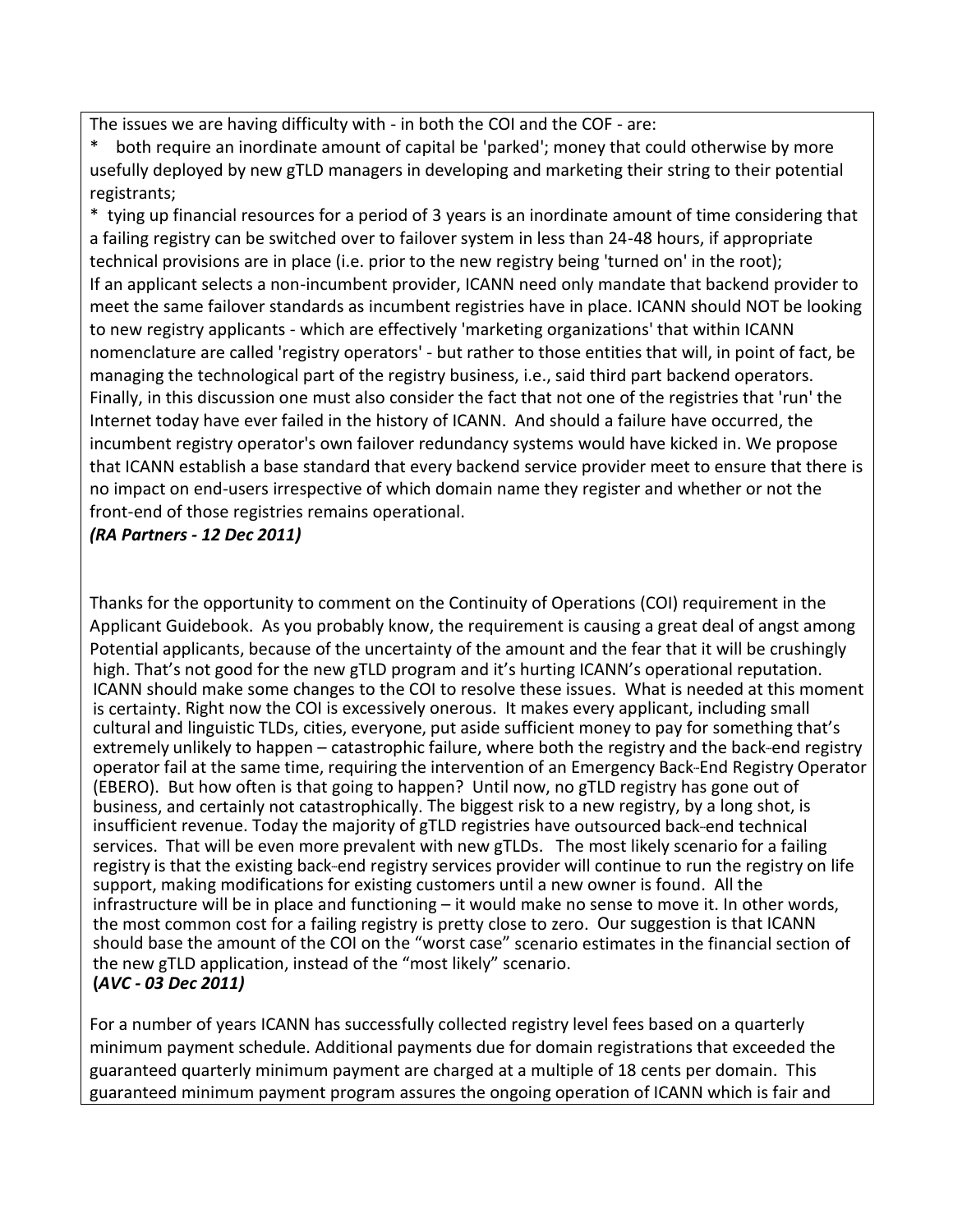The issues we are having difficulty with - in both the COI and the COF - are:

* both require an inordinate amount of capital be 'parked'; money that could otherwise by more usefully deployed by new gTLD managers in developing and marketing their string to their potential registrants;
* tying up financial resources for a period of 3 years is an inordinate amount of time considering that a failing registry can be switched over to failover system in less than 24-48 hours, if appropriate technical provisions are in place (i.e. prior to the new registry being 'turned on' in the root);

If an applicant selects a non-incumbent provider, ICANN need only mandate that backend provider to meet the same failover standards as incumbent registries have in place. ICANN should NOT be looking to new registry applicants - which are effectively 'marketing organizations' that within ICANN nomenclature are called 'registry operators' - but rather to those entities that will, in point of fact, be managing the technological part of the registry business, i.e., said third part backend operators. Finally, in this discussion one must also consider the fact that not one of the registries that 'run' the Internet today have ever failed in the history of ICANN. And should a failure have occurred, the incumbent registry operator's own failover redundancy systems would have kicked in. We propose that ICANN establish a base standard that every backend service provider meet to ensure that there is no impact on end-users irrespective of which domain name they register and whether or not the front-end of those registries remains operational.

***(RA Partners - 12 Dec 2011)***

Thanks for the opportunity to comment on the Continuity of Operations (COI) requirement in the Applicant Guidebook. As you probably know, the requirement is causing a great deal of angst among Potential applicants, because of the uncertainty of the amount and the fear that it will be crushingly high. That's not good for the new gTLD program and it's hurting ICANN's operational reputation. ICANN should make some changes to the COI to resolve these issues. What is needed at this moment is certainty. Right now the COI is excessively onerous. It makes every applicant, including small cultural and linguistic TLDs, cities, everyone, put aside sufficient money to pay for something that's extremely unlikely to happen – catastrophic failure, where both the registry and the back-end registry operator fail at the same time, requiring the intervention of an Emergency Back-End Registry Operator (EBERO). But how often is that going to happen? Until now, no gTLD registry has gone out of business, and certainly not catastrophically. The biggest risk to a new registry, by a long shot, is insufficient revenue. Today the majority of gTLD registries have outsourced back-end technical services. That will be even more prevalent with new gTLDs. The most likely scenario for a failing registry is that the existing back-end registry services provider will continue to run the registry on life support, making modifications for existing customers until a new owner is found. All the infrastructure will be in place and functioning – it would make no sense to move it. In other words, the most common cost for a failing registry is pretty close to zero. Our suggestion is that ICANN should base the amount of the COI on the "worst case" scenario estimates in the financial section of the new gTLD application, instead of the "most likely" scenario.

**(*AVC - 03 Dec 2011)***

For a number of years ICANN has successfully collected registry level fees based on a quarterly minimum payment schedule. Additional payments due for domain registrations that exceeded the guaranteed quarterly minimum payment are charged at a multiple of 18 cents per domain. This guaranteed minimum payment program assures the ongoing operation of ICANN which is fair and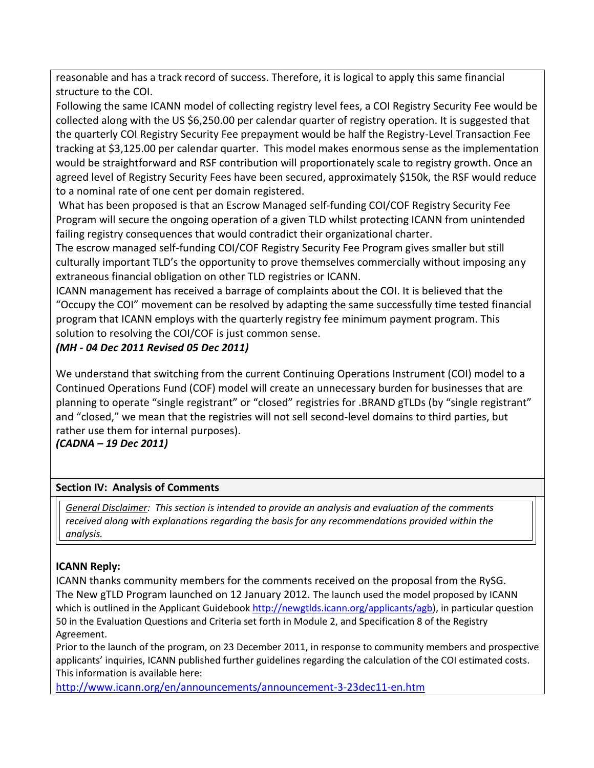reasonable and has a track record of success. Therefore, it is logical to apply this same financial structure to the COI.

Following the same ICANN model of collecting registry level fees, a COI Registry Security Fee would be collected along with the US $6,250.00 per calendar quarter of registry operation. It is suggested that the quarterly COI Registry Security Fee prepayment would be half the Registry-Level Transaction Fee tracking at $3,125.00 per calendar quarter. This model makes enormous sense as the implementation would be straightforward and RSF contribution will proportionately scale to registry growth. Once an agreed level of Registry Security Fees have been secured, approximately $150k, the RSF would reduce to a nominal rate of one cent per domain registered.

What has been proposed is that an Escrow Managed self-funding COI/COF Registry Security Fee Program will secure the ongoing operation of a given TLD whilst protecting ICANN from unintended failing registry consequences that would contradict their organizational charter.

The escrow managed self-funding COI/COF Registry Security Fee Program gives smaller but still culturally important TLD's the opportunity to prove themselves commercially without imposing any extraneous financial obligation on other TLD registries or ICANN.

ICANN management has received a barrage of complaints about the COI. It is believed that the "Occupy the COI" movement can be resolved by adapting the same successfully time tested financial program that ICANN employs with the quarterly registry fee minimum payment program. This solution to resolving the COI/COF is just common sense.

***(MH - 04 Dec 2011 Revised 05 Dec 2011)***

We understand that switching from the current Continuing Operations Instrument (COI) model to a Continued Operations Fund (COF) model will create an unnecessary burden for businesses that are planning to operate "single registrant" or "closed" registries for .BRAND gTLDs (by "single registrant" and "closed," we mean that the registries will not sell second-level domains to third parties, but rather use them for internal purposes).

***(CADNA – 19 Dec 2011)***

## Section IV: Analysis of Comments

*General Disclaimer: This section is intended to provide an analysis and evaluation of the comments received along with explanations regarding the basis for any recommendations provided within the analysis.*

**ICANN Reply:**

ICANN thanks community members for the comments received on the proposal from the RySG.

The New gTLD Program launched on 12 January 2012. The launch used the model proposed by ICANN which is outlined in the Applicant Guidebook http://newgtlds.icann.org/applicants/agb), in particular question 50 in the Evaluation Questions and Criteria set forth in Module 2, and Specification 8 of the Registry Agreement.

Prior to the launch of the program, on 23 December 2011, in response to community members and prospective applicants' inquiries, ICANN published further guidelines regarding the calculation of the COI estimated costs. This information is available here:

http://www.icann.org/en/announcements/announcement-3-23dec11-en.htm